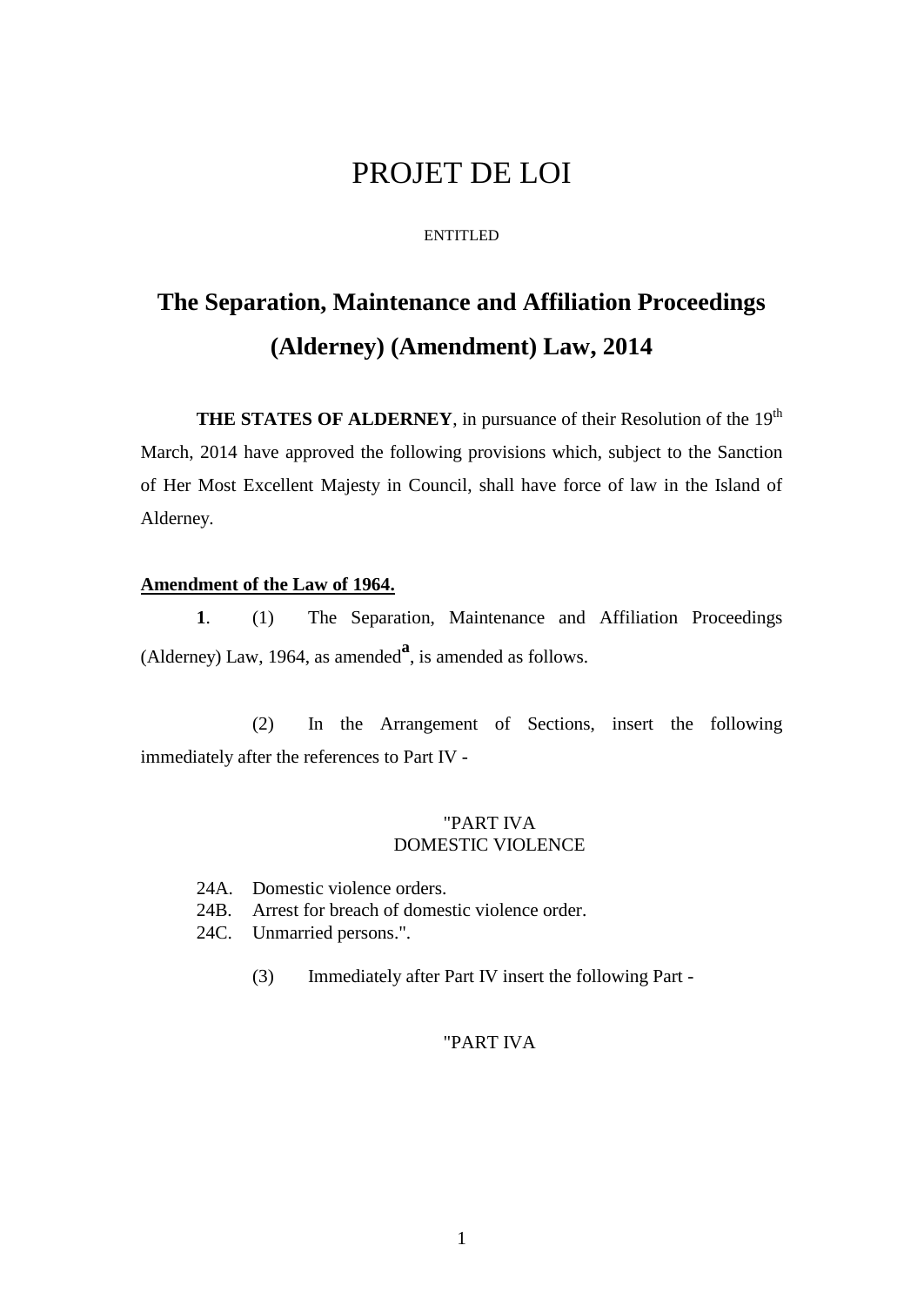# PROJET DE LOI

ENTITLED

## The Separation, Maintenance and Affiliation Proceedings (Alderney) (Amendment) Law, 2014

**THE STATES OF ALDERNEY**, in pursuance of their Resolution of the 19th March, 2014 have approved the following provisions which, subject to the Sanction of Her Most Excellent Majesty in Council, shall have force of law in the Island of Alderney.

**Amendment of the Law of 1964.**

**1**. (1) The Separation, Maintenance and Affiliation Proceedings (Alderney) Law, 1964, as amended[a], is amended as follows.

(2) In the Arrangement of Sections, insert the following immediately after the references to Part IV -

"PART IVA
DOMESTIC VIOLENCE

24A. Domestic violence orders.
24B. Arrest for breach of domestic violence order.
24C. Unmarried persons.".

(3) Immediately after Part IV insert the following Part -

"PART IVA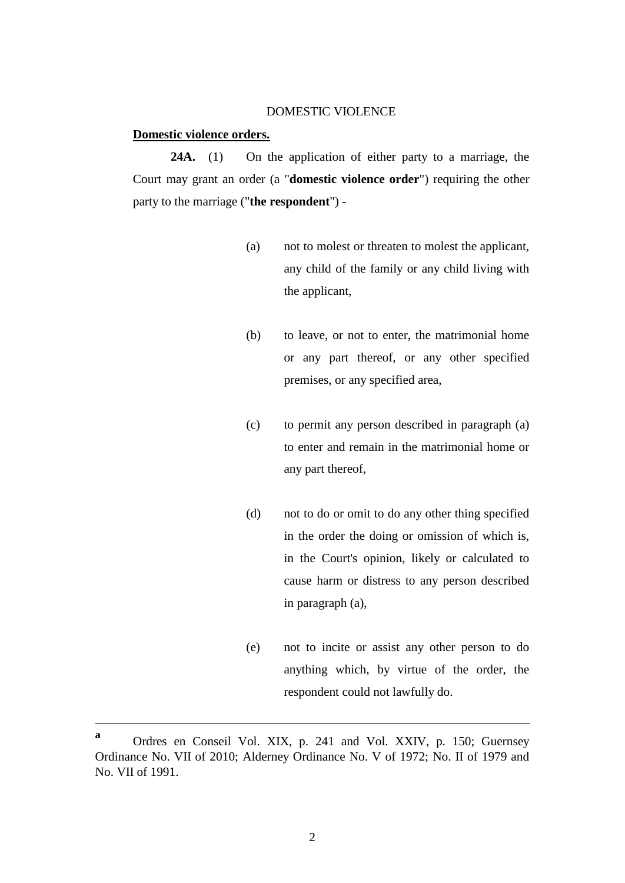DOMESTIC VIOLENCE

**Domestic violence orders.**

**24A.** (1) On the application of either party to a marriage, the Court may grant an order (a "**domestic violence order**") requiring the other party to the marriage ("**the respondent**") -

(a) not to molest or threaten to molest the applicant, any child of the family or any child living with the applicant,

(b) to leave, or not to enter, the matrimonial home or any part thereof, or any other specified premises, or any specified area,

(c) to permit any person described in paragraph (a) to enter and remain in the matrimonial home or any part thereof,

(d) not to do or omit to do any other thing specified in the order the doing or omission of which is, in the Court's opinion, likely or calculated to cause harm or distress to any person described in paragraph (a),

(e) not to incite or assist any other person to do anything which, by virtue of the order, the respondent could not lawfully do.

---

[a] Ordres en Conseil Vol. XIX, p. 241 and Vol. XXIV, p. 150; Guernsey Ordinance No. VII of 2010; Alderney Ordinance No. V of 1972; No. II of 1979 and No. VII of 1991.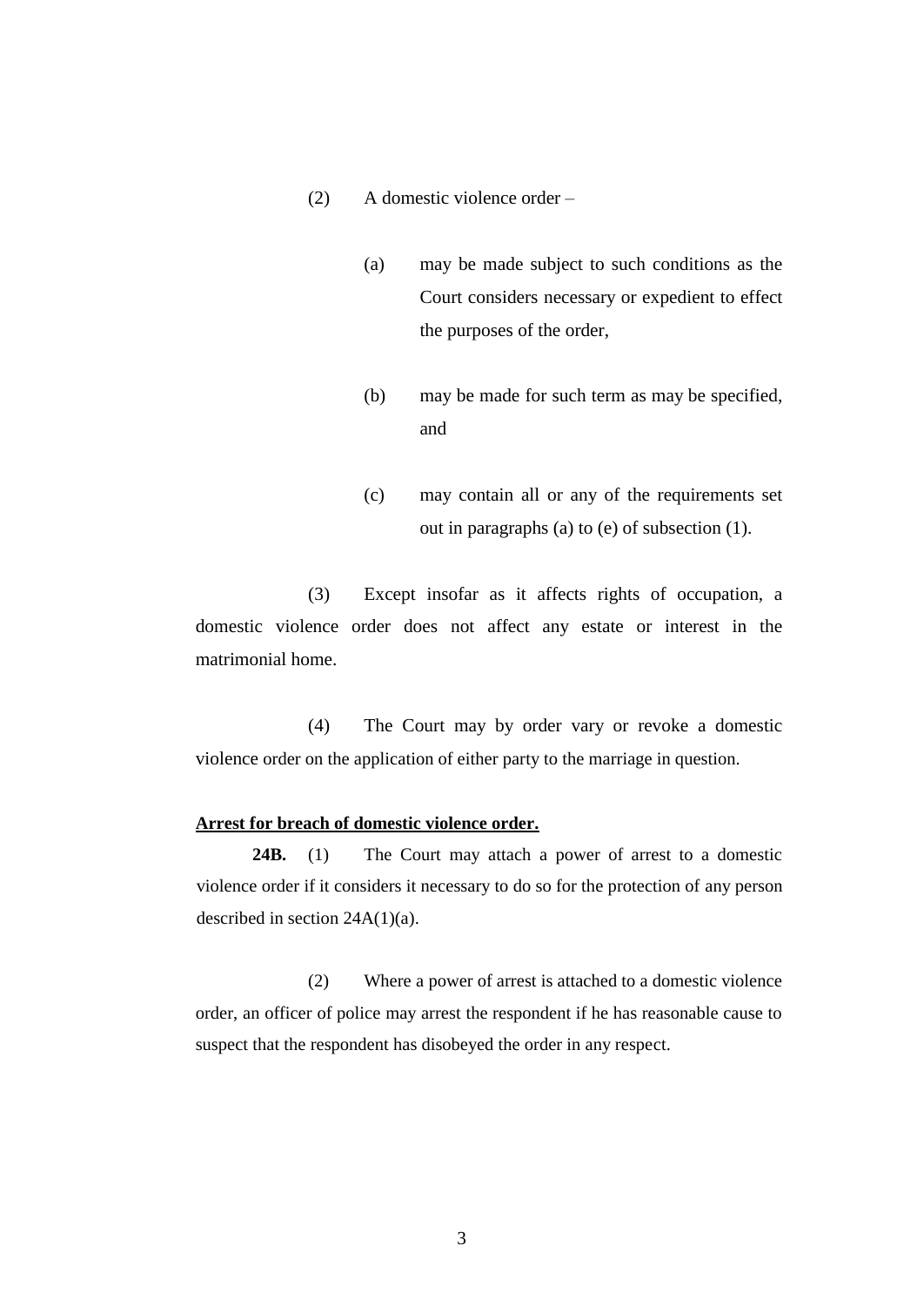(2) A domestic violence order –

(a) may be made subject to such conditions as the Court considers necessary or expedient to effect the purposes of the order,

(b) may be made for such term as may be specified, and

(c) may contain all or any of the requirements set out in paragraphs (a) to (e) of subsection (1).

(3) Except insofar as it affects rights of occupation, a domestic violence order does not affect any estate or interest in the matrimonial home.

(4) The Court may by order vary or revoke a domestic violence order on the application of either party to the marriage in question.

**Arrest for breach of domestic violence order.**

**24B.** (1) The Court may attach a power of arrest to a domestic violence order if it considers it necessary to do so for the protection of any person described in section 24A(1)(a).

(2) Where a power of arrest is attached to a domestic violence order, an officer of police may arrest the respondent if he has reasonable cause to suspect that the respondent has disobeyed the order in any respect.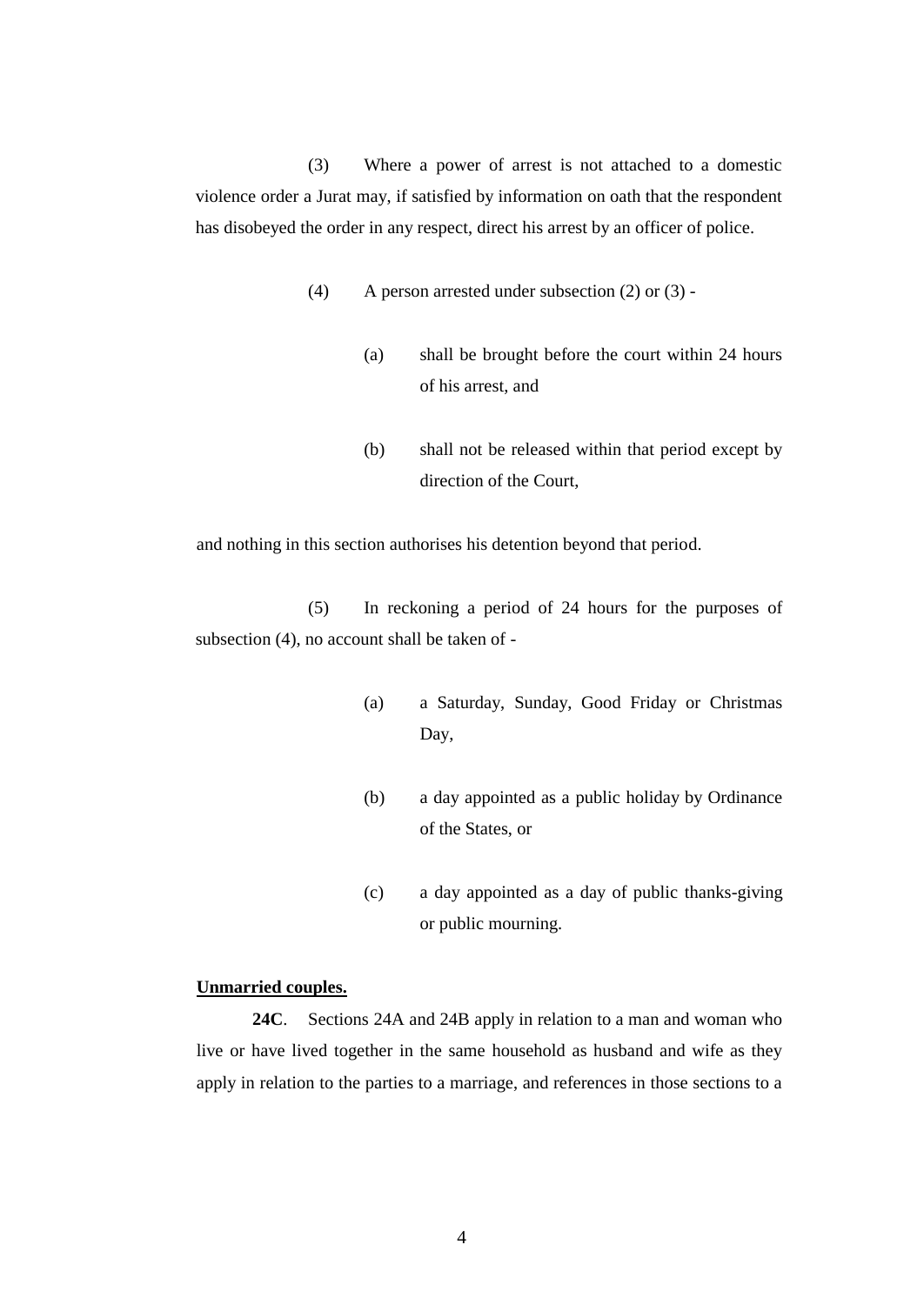(3) Where a power of arrest is not attached to a domestic violence order a Jurat may, if satisfied by information on oath that the respondent has disobeyed the order in any respect, direct his arrest by an officer of police.

(4) A person arrested under subsection (2) or (3) -

(a) shall be brought before the court within 24 hours of his arrest, and

(b) shall not be released within that period except by direction of the Court,

and nothing in this section authorises his detention beyond that period.

(5) In reckoning a period of 24 hours for the purposes of subsection (4), no account shall be taken of -

(a) a Saturday, Sunday, Good Friday or Christmas Day,

(b) a day appointed as a public holiday by Ordinance of the States, or

(c) a day appointed as a day of public thanks-giving or public mourning.

**Unmarried couples.**

**24C**. Sections 24A and 24B apply in relation to a man and woman who live or have lived together in the same household as husband and wife as they apply in relation to the parties to a marriage, and references in those sections to a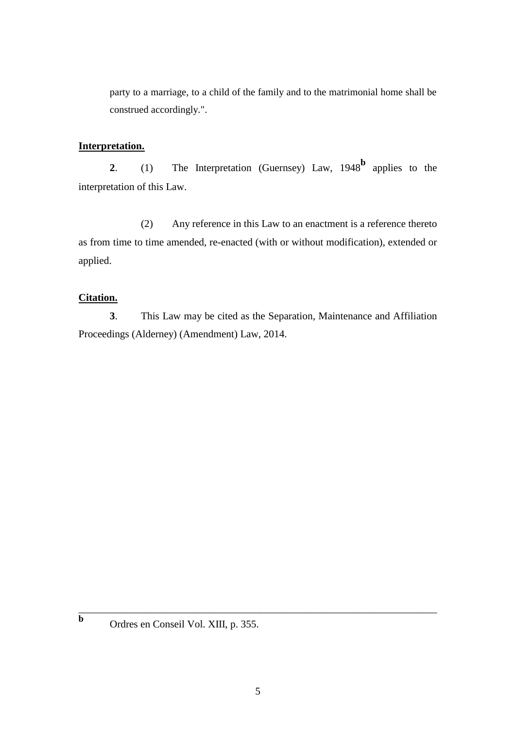party to a marriage, to a child of the family and to the matrimonial home shall be construed accordingly.".

**Interpretation.**

**2**. (1) The Interpretation (Guernsey) Law, 1948[b] applies to the interpretation of this Law.

(2) Any reference in this Law to an enactment is a reference thereto as from time to time amended, re-enacted (with or without modification), extended or applied.

**Citation.**

**3**. This Law may be cited as the Separation, Maintenance and Affiliation Proceedings (Alderney) (Amendment) Law, 2014.

---

[b] Ordres en Conseil Vol. XIII, p. 355.